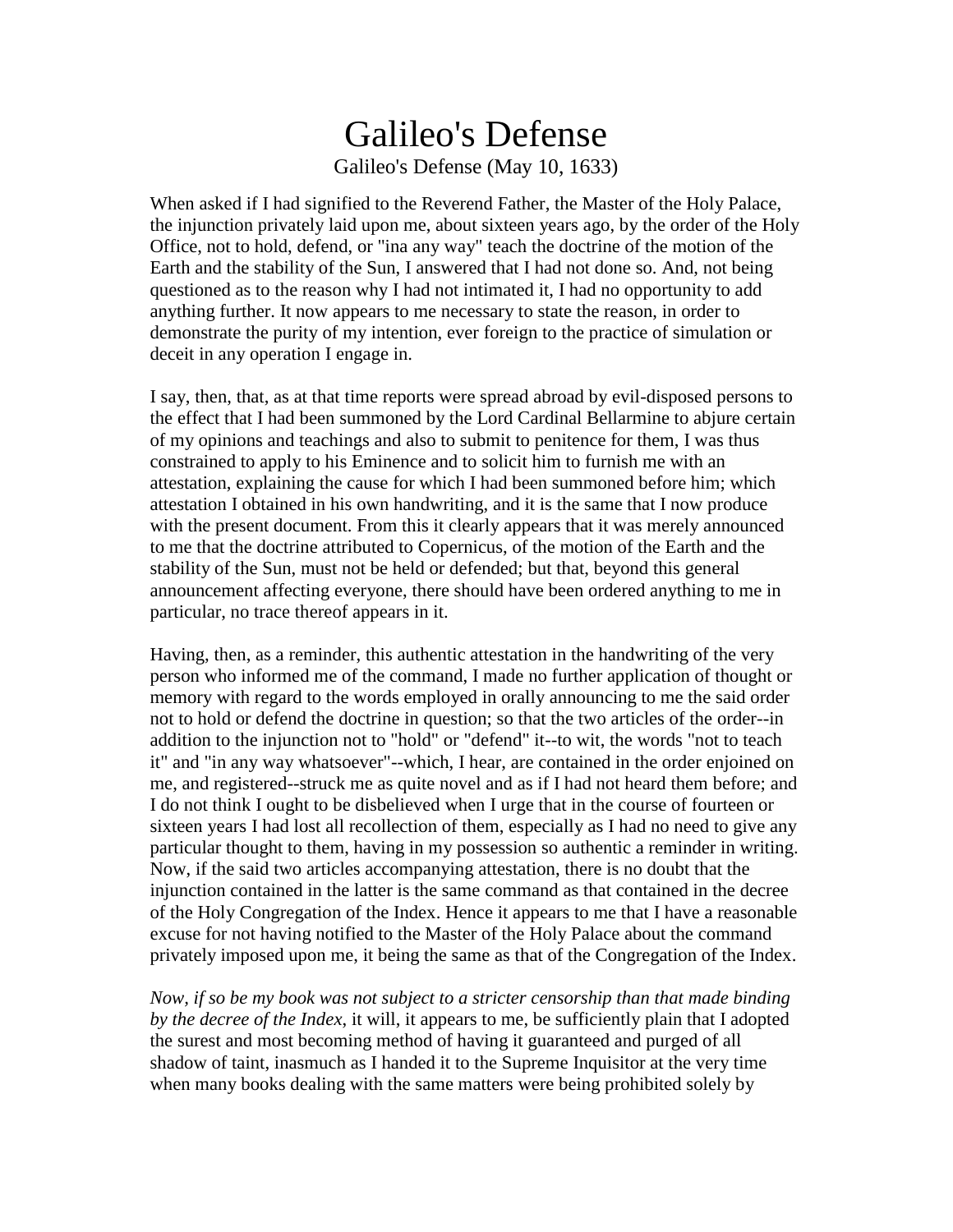# Galileo's Defense

Galileo's Defense (May 10, 1633)

When asked if I had signified to the Reverend Father, the Master of the Holy Palace, the injunction privately laid upon me, about sixteen years ago, by the order of the Holy Office, not to hold, defend, or "ina any way" teach the doctrine of the motion of the Earth and the stability of the Sun, I answered that I had not done so. And, not being questioned as to the reason why I had not intimated it, I had no opportunity to add anything further. It now appears to me necessary to state the reason, in order to demonstrate the purity of my intention, ever foreign to the practice of simulation or deceit in any operation I engage in.

I say, then, that, as at that time reports were spread abroad by evil-disposed persons to the effect that I had been summoned by the Lord Cardinal Bellarmine to abjure certain of my opinions and teachings and also to submit to penitence for them, I was thus constrained to apply to his Eminence and to solicit him to furnish me with an attestation, explaining the cause for which I had been summoned before him; which attestation I obtained in his own handwriting, and it is the same that I now produce with the present document. From this it clearly appears that it was merely announced to me that the doctrine attributed to Copernicus, of the motion of the Earth and the stability of the Sun, must not be held or defended; but that, beyond this general announcement affecting everyone, there should have been ordered anything to me in particular, no trace thereof appears in it.

Having, then, as a reminder, this authentic attestation in the handwriting of the very person who informed me of the command, I made no further application of thought or memory with regard to the words employed in orally announcing to me the said order not to hold or defend the doctrine in question; so that the two articles of the order--in addition to the injunction not to "hold" or "defend" it--to wit, the words "not to teach it" and "in any way whatsoever"--which, I hear, are contained in the order enjoined on me, and registered--struck me as quite novel and as if I had not heard them before; and I do not think I ought to be disbelieved when I urge that in the course of fourteen or sixteen years I had lost all recollection of them, especially as I had no need to give any particular thought to them, having in my possession so authentic a reminder in writing. Now, if the said two articles accompanying attestation, there is no doubt that the injunction contained in the latter is the same command as that contained in the decree of the Holy Congregation of the Index. Hence it appears to me that I have a reasonable excuse for not having notified to the Master of the Holy Palace about the command privately imposed upon me, it being the same as that of the Congregation of the Index.

*Now, if so be my book was not subject to a stricter censorship than that made binding by the decree of the Index*, it will, it appears to me, be sufficiently plain that I adopted the surest and most becoming method of having it guaranteed and purged of all shadow of taint, inasmuch as I handed it to the Supreme Inquisitor at the very time when many books dealing with the same matters were being prohibited solely by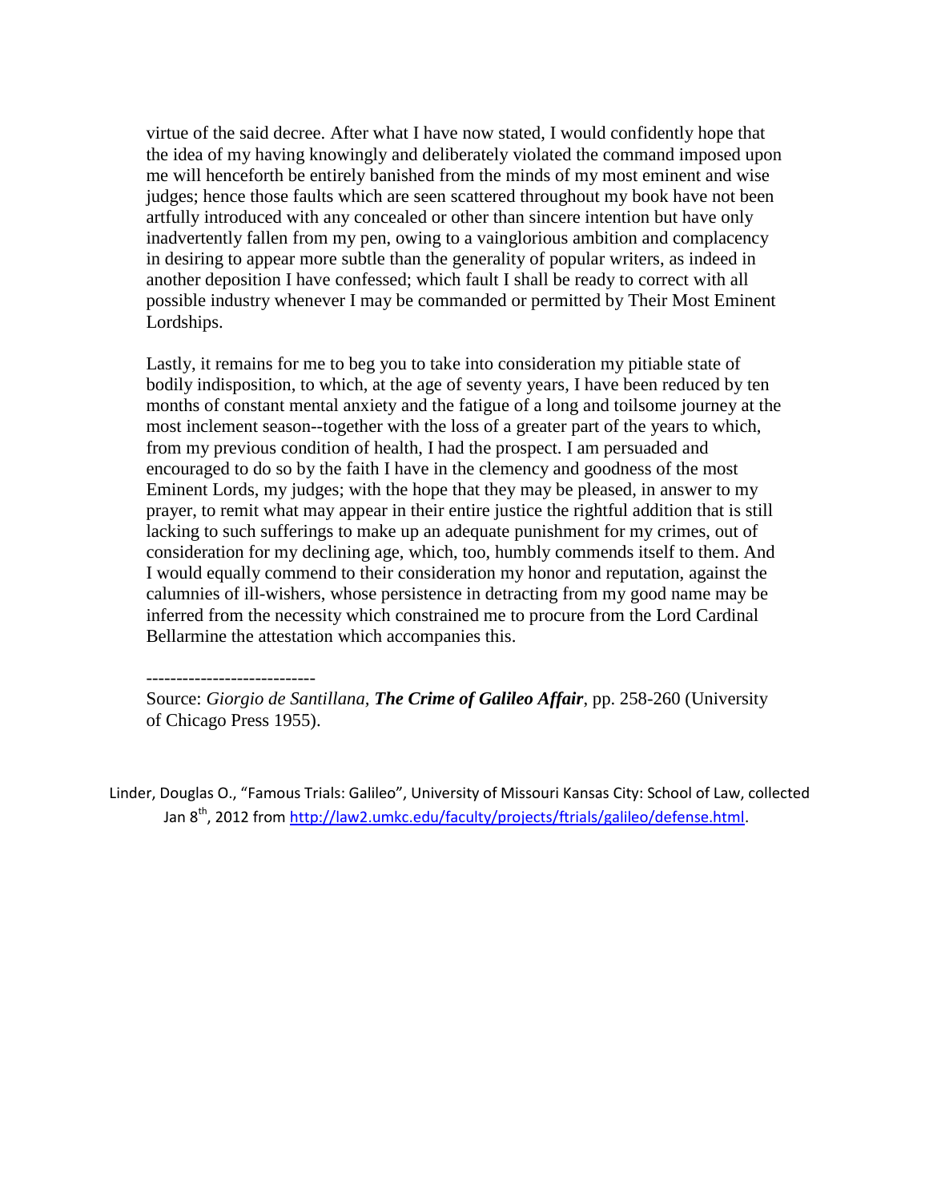virtue of the said decree. After what I have now stated, I would confidently hope that the idea of my having knowingly and deliberately violated the command imposed upon me will henceforth be entirely banished from the minds of my most eminent and wise judges; hence those faults which are seen scattered throughout my book have not been artfully introduced with any concealed or other than sincere intention but have only inadvertently fallen from my pen, owing to a vainglorious ambition and complacency in desiring to appear more subtle than the generality of popular writers, as indeed in another deposition I have confessed; which fault I shall be ready to correct with all possible industry whenever I may be commanded or permitted by Their Most Eminent Lordships.

Lastly, it remains for me to beg you to take into consideration my pitiable state of bodily indisposition, to which, at the age of seventy years, I have been reduced by ten months of constant mental anxiety and the fatigue of a long and toilsome journey at the most inclement season--together with the loss of a greater part of the years to which, from my previous condition of health, I had the prospect. I am persuaded and encouraged to do so by the faith I have in the clemency and goodness of the most Eminent Lords, my judges; with the hope that they may be pleased, in answer to my prayer, to remit what may appear in their entire justice the rightful addition that is still lacking to such sufferings to make up an adequate punishment for my crimes, out of consideration for my declining age, which, too, humbly commends itself to them. And I would equally commend to their consideration my honor and reputation, against the calumnies of ill-wishers, whose persistence in detracting from my good name may be inferred from the necessity which constrained me to procure from the Lord Cardinal Bellarmine the attestation which accompanies this.

---------------------------

Source: *Giorgio de Santillana,* ***The Crime of Galileo Affair***, pp. 258-260 (University of Chicago Press 1955).

Linder, Douglas O., "Famous Trials: Galileo", University of Missouri Kansas City: School of Law, collected Jan 8th, 2012 from http://law2.umkc.edu/faculty/projects/ftrials/galileo/defense.html.